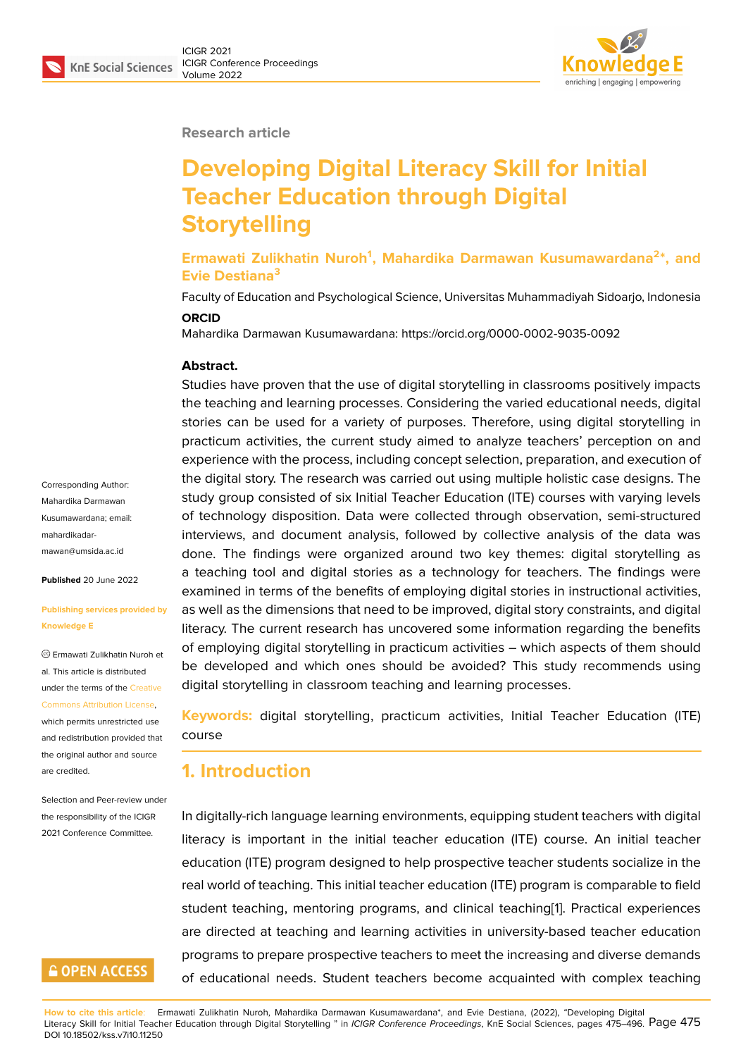Research article

# Developing Digital Literacy Skill for Initial Teacher Education through Digital Storytelling

**Ermawati Zulikhatin Nuroh[1], Mahardika Darmawan Kusumawardana[2*], and Evie Destiana[3]**

Faculty of Education and Psychological Science, Universitas Muhammadiyah Sidoarjo, Indonesia

**ORCID**

Mahardika Darmawan Kusumawardana: https://orcid.org/0000-0002-9035-0092

Corresponding Author: Mahardika Darmawan Kusumawardana; email: mahardikadarmawan@umsida.ac.id

**Published** 20 June 2022

**Publishing services provided by Knowledge E**

© Ermawati Zulikhatin Nuroh et al. This article is distributed under the terms of the Creative Commons Attribution License, which permits unrestricted use and redistribution provided that the original author and source are credited.

Selection and Peer-review under the responsibility of the ICIGR 2021 Conference Committee.

**Abstract.**

Studies have proven that the use of digital storytelling in classrooms positively impacts the teaching and learning processes. Considering the varied educational needs, digital stories can be used for a variety of purposes. Therefore, using digital storytelling in practicum activities, the current study aimed to analyze teachers' perception on and experience with the process, including concept selection, preparation, and execution of the digital story. The research was carried out using multiple holistic case designs. The study group consisted of six Initial Teacher Education (ITE) courses with varying levels of technology disposition. Data were collected through observation, semi-structured interviews, and document analysis, followed by collective analysis of the data was done. The findings were organized around two key themes: digital storytelling as a teaching tool and digital stories as a technology for teachers. The findings were examined in terms of the benefits of employing digital stories in instructional activities, as well as the dimensions that need to be improved, digital story constraints, and digital literacy. The current research has uncovered some information regarding the benefits of employing digital storytelling in practicum activities – which aspects of them should be developed and which ones should be avoided? This study recommends using digital storytelling in classroom teaching and learning processes.

**Keywords:** digital storytelling, practicum activities, Initial Teacher Education (ITE) course

## 1. Introduction

In digitally-rich language learning environments, equipping student teachers with digital literacy is important in the initial teacher education (ITE) course. An initial teacher education (ITE) program designed to help prospective teacher students socialize in the real world of teaching. This initial teacher education (ITE) program is comparable to field student teaching, mentoring programs, and clinical teaching[1]. Practical experiences are directed at teaching and learning activities in university-based teacher education programs to prepare prospective teachers to meet the increasing and diverse demands of educational needs. Student teachers become acquainted with complex teaching

**How to cite this article**: Ermawati Zulikhatin Nuroh, Mahardika Darmawan Kusumawardana*, and Evie Destiana, (2022), "Developing Digital Literacy Skill for Initial Teacher Education through Digital Storytelling " in *ICIGR Conference Proceedings*, KnE Social Sciences, pages 475–496. DOI 10.18502/kss.v7i10.11250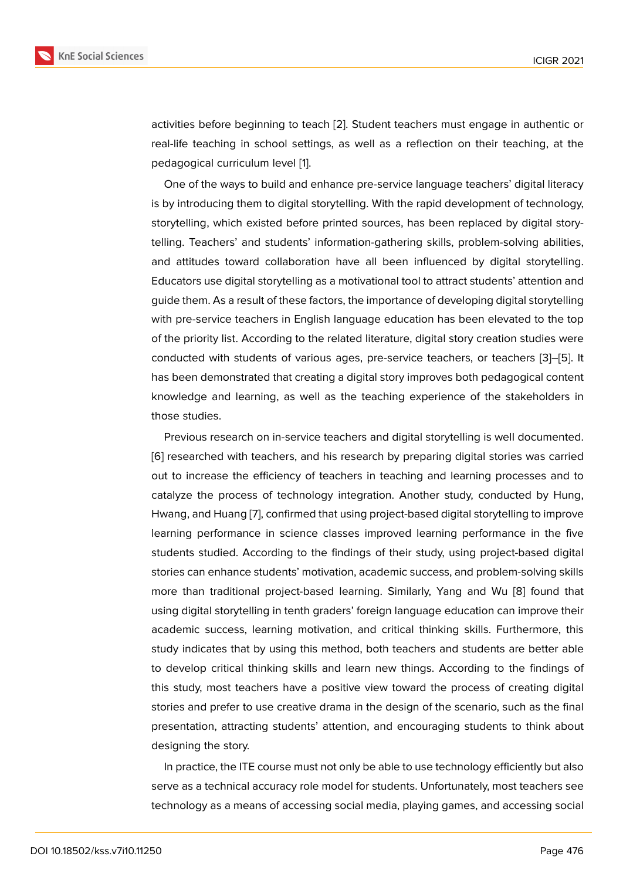activities before beginning to teach [2]. Student teachers must engage in authentic or real-life teaching in school settings, as well as a reflection on their teaching, at the pedagogical curriculum level [1].

One of the ways to build and enhance pre-service language teachers' digital literacy is by introducing them to digital storytelling. With the rapid development of technology, storytelling, which existed before printed sources, has been replaced by digital storytelling. Teachers' and students' information-gathering skills, problem-solving abilities, and attitudes toward collaboration have all been influenced by digital storytelling. Educators use digital storytelling as a motivational tool to attract students' attention and guide them. As a result of these factors, the importance of developing digital storytelling with pre-service teachers in English language education has been elevated to the top of the priority list. According to the related literature, digital story creation studies were conducted with students of various ages, pre-service teachers, or teachers [3]–[5]. It has been demonstrated that creating a digital story improves both pedagogical content knowledge and learning, as well as the teaching experience of the stakeholders in those studies.

Previous research on in-service teachers and digital storytelling is well documented. [6] researched with teachers, and his research by preparing digital stories was carried out to increase the efficiency of teachers in teaching and learning processes and to catalyze the process of technology integration. Another study, conducted by Hung, Hwang, and Huang [7], confirmed that using project-based digital storytelling to improve learning performance in science classes improved learning performance in the five students studied. According to the findings of their study, using project-based digital stories can enhance students' motivation, academic success, and problem-solving skills more than traditional project-based learning. Similarly, Yang and Wu [8] found that using digital storytelling in tenth graders' foreign language education can improve their academic success, learning motivation, and critical thinking skills. Furthermore, this study indicates that by using this method, both teachers and students are better able to develop critical thinking skills and learn new things. According to the findings of this study, most teachers have a positive view toward the process of creating digital stories and prefer to use creative drama in the design of the scenario, such as the final presentation, attracting students' attention, and encouraging students to think about designing the story.

In practice, the ITE course must not only be able to use technology efficiently but also serve as a technical accuracy role model for students. Unfortunately, most teachers see technology as a means of accessing social media, playing games, and accessing social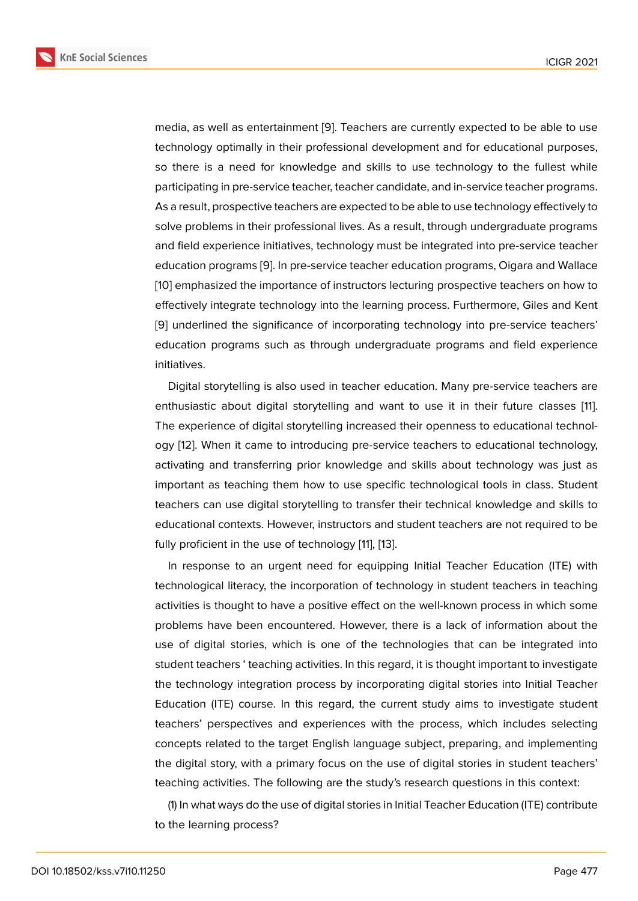media, as well as entertainment [9]. Teachers are currently expected to be able to use technology optimally in their professional development and for educational purposes, so there is a need for knowledge and skills to use technology to the fullest while participating in pre-service teacher, teacher candidate, and in-service teacher programs. As a result, prospective teachers are expected to be able to use technology effectively to solve problems in their professional lives. As a result, through undergraduate programs and field experience initiatives, technology must be integrated into pre-service teacher education programs [9]. In pre-service teacher education programs, Oigara and Wallace [10] emphasized the importance of instructors lecturing prospective teachers on how to effectively integrate technology into the learning process. Furthermore, Giles and Kent [9] underlined the significance of incorporating technology into pre-service teachers' education programs such as through undergraduate programs and field experience initiatives.

Digital storytelling is also used in teacher education. Many pre-service teachers are enthusiastic about digital storytelling and want to use it in their future classes [11]. The experience of digital storytelling increased their openness to educational technology [12]. When it came to introducing pre-service teachers to educational technology, activating and transferring prior knowledge and skills about technology was just as important as teaching them how to use specific technological tools in class. Student teachers can use digital storytelling to transfer their technical knowledge and skills to educational contexts. However, instructors and student teachers are not required to be fully proficient in the use of technology [11], [13].

In response to an urgent need for equipping Initial Teacher Education (ITE) with technological literacy, the incorporation of technology in student teachers in teaching activities is thought to have a positive effect on the well-known process in which some problems have been encountered. However, there is a lack of information about the use of digital stories, which is one of the technologies that can be integrated into student teachers ' teaching activities. In this regard, it is thought important to investigate the technology integration process by incorporating digital stories into Initial Teacher Education (ITE) course. In this regard, the current study aims to investigate student teachers' perspectives and experiences with the process, which includes selecting concepts related to the target English language subject, preparing, and implementing the digital story, with a primary focus on the use of digital stories in student teachers' teaching activities. The following are the study's research questions in this context:

(1) In what ways do the use of digital stories in Initial Teacher Education (ITE) contribute to the learning process?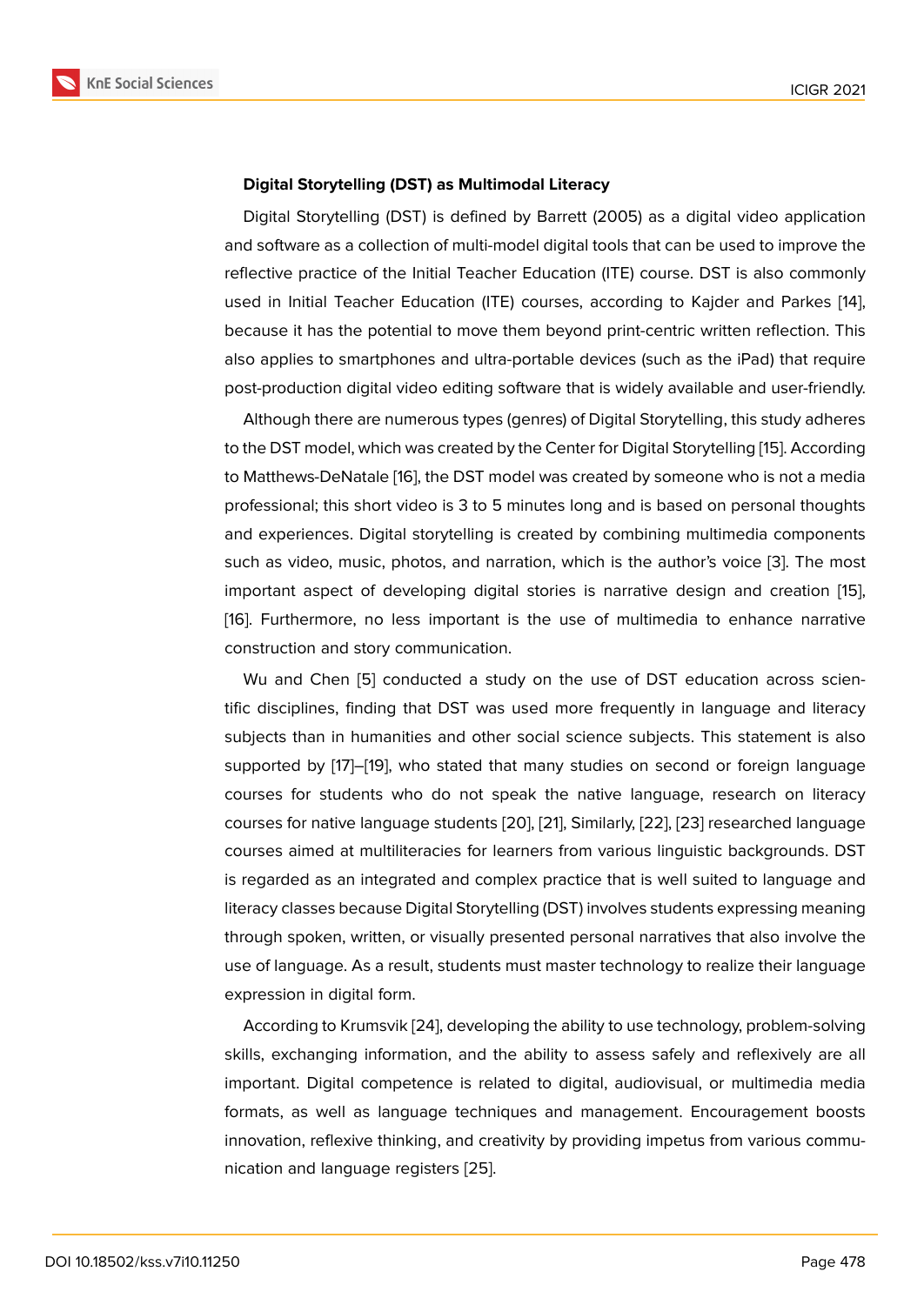### Digital Storytelling (DST) as Multimodal Literacy

Digital Storytelling (DST) is defined by Barrett (2005) as a digital video application and software as a collection of multi-model digital tools that can be used to improve the reflective practice of the Initial Teacher Education (ITE) course. DST is also commonly used in Initial Teacher Education (ITE) courses, according to Kajder and Parkes [14], because it has the potential to move them beyond print-centric written reflection. This also applies to smartphones and ultra-portable devices (such as the iPad) that require post-production digital video editing software that is widely available and user-friendly.

Although there are numerous types (genres) of Digital Storytelling, this study adheres to the DST model, which was created by the Center for Digital Storytelling [15]. According to Matthews-DeNatale [16], the DST model was created by someone who is not a media professional; this short video is 3 to 5 minutes long and is based on personal thoughts and experiences. Digital storytelling is created by combining multimedia components such as video, music, photos, and narration, which is the author's voice [3]. The most important aspect of developing digital stories is narrative design and creation [15], [16]. Furthermore, no less important is the use of multimedia to enhance narrative construction and story communication.

Wu and Chen [5] conducted a study on the use of DST education across scientific disciplines, finding that DST was used more frequently in language and literacy subjects than in humanities and other social science subjects. This statement is also supported by [17]–[19], who stated that many studies on second or foreign language courses for students who do not speak the native language, research on literacy courses for native language students [20], [21], Similarly, [22], [23] researched language courses aimed at multiliteracies for learners from various linguistic backgrounds. DST is regarded as an integrated and complex practice that is well suited to language and literacy classes because Digital Storytelling (DST) involves students expressing meaning through spoken, written, or visually presented personal narratives that also involve the use of language. As a result, students must master technology to realize their language expression in digital form.

According to Krumsvik [24], developing the ability to use technology, problem-solving skills, exchanging information, and the ability to assess safely and reflexively are all important. Digital competence is related to digital, audiovisual, or multimedia media formats, as well as language techniques and management. Encouragement boosts innovation, reflexive thinking, and creativity by providing impetus from various communication and language registers [25].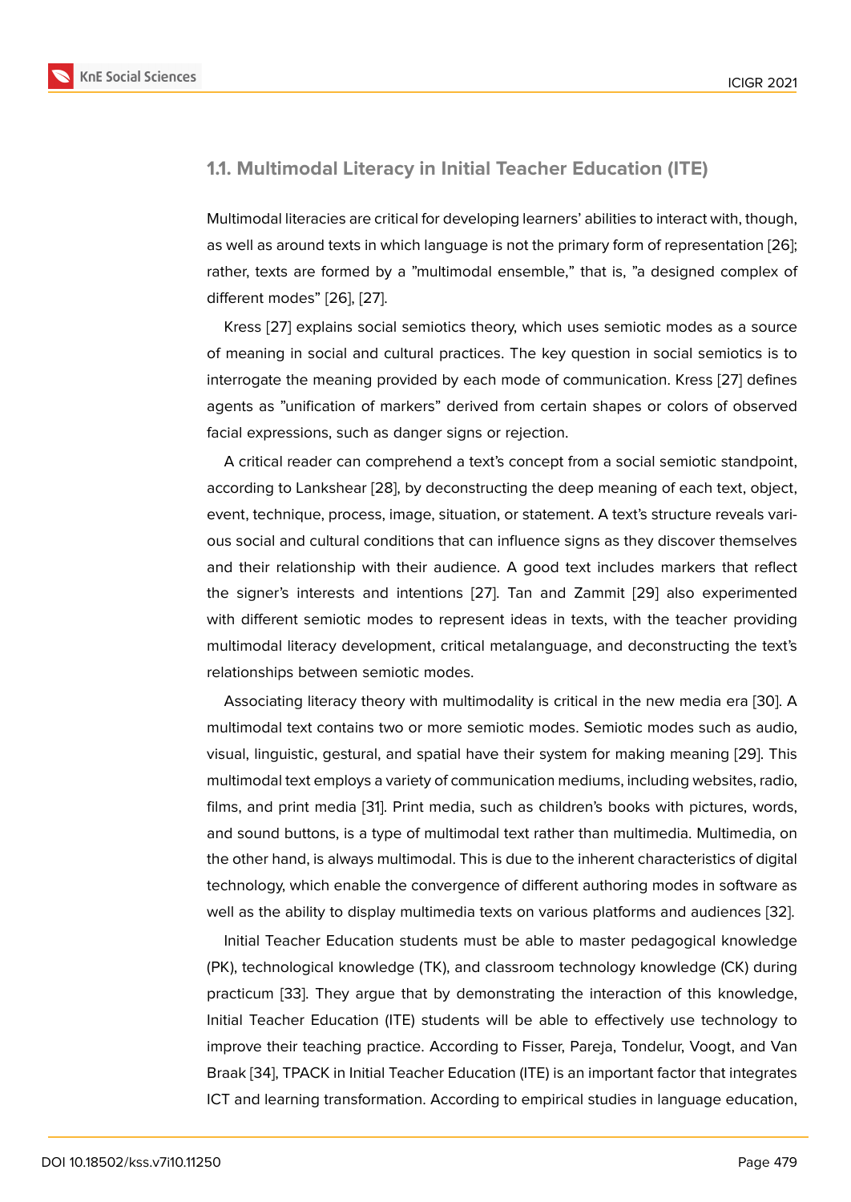### 1.1. Multimodal Literacy in Initial Teacher Education (ITE)

Multimodal literacies are critical for developing learners' abilities to interact with, though, as well as around texts in which language is not the primary form of representation [26]; rather, texts are formed by a "multimodal ensemble," that is, "a designed complex of different modes" [26], [27].

Kress [27] explains social semiotics theory, which uses semiotic modes as a source of meaning in social and cultural practices. The key question in social semiotics is to interrogate the meaning provided by each mode of communication. Kress [27] defines agents as "unification of markers" derived from certain shapes or colors of observed facial expressions, such as danger signs or rejection.

A critical reader can comprehend a text's concept from a social semiotic standpoint, according to Lankshear [28], by deconstructing the deep meaning of each text, object, event, technique, process, image, situation, or statement. A text's structure reveals various social and cultural conditions that can influence signs as they discover themselves and their relationship with their audience. A good text includes markers that reflect the signer's interests and intentions [27]. Tan and Zammit [29] also experimented with different semiotic modes to represent ideas in texts, with the teacher providing multimodal literacy development, critical metalanguage, and deconstructing the text's relationships between semiotic modes.

Associating literacy theory with multimodality is critical in the new media era [30]. A multimodal text contains two or more semiotic modes. Semiotic modes such as audio, visual, linguistic, gestural, and spatial have their system for making meaning [29]. This multimodal text employs a variety of communication mediums, including websites, radio, films, and print media [31]. Print media, such as children's books with pictures, words, and sound buttons, is a type of multimodal text rather than multimedia. Multimedia, on the other hand, is always multimodal. This is due to the inherent characteristics of digital technology, which enable the convergence of different authoring modes in software as well as the ability to display multimedia texts on various platforms and audiences [32].

Initial Teacher Education students must be able to master pedagogical knowledge (PK), technological knowledge (TK), and classroom technology knowledge (CK) during practicum [33]. They argue that by demonstrating the interaction of this knowledge, Initial Teacher Education (ITE) students will be able to effectively use technology to improve their teaching practice. According to Fisser, Pareja, Tondelur, Voogt, and Van Braak [34], TPACK in Initial Teacher Education (ITE) is an important factor that integrates ICT and learning transformation. According to empirical studies in language education,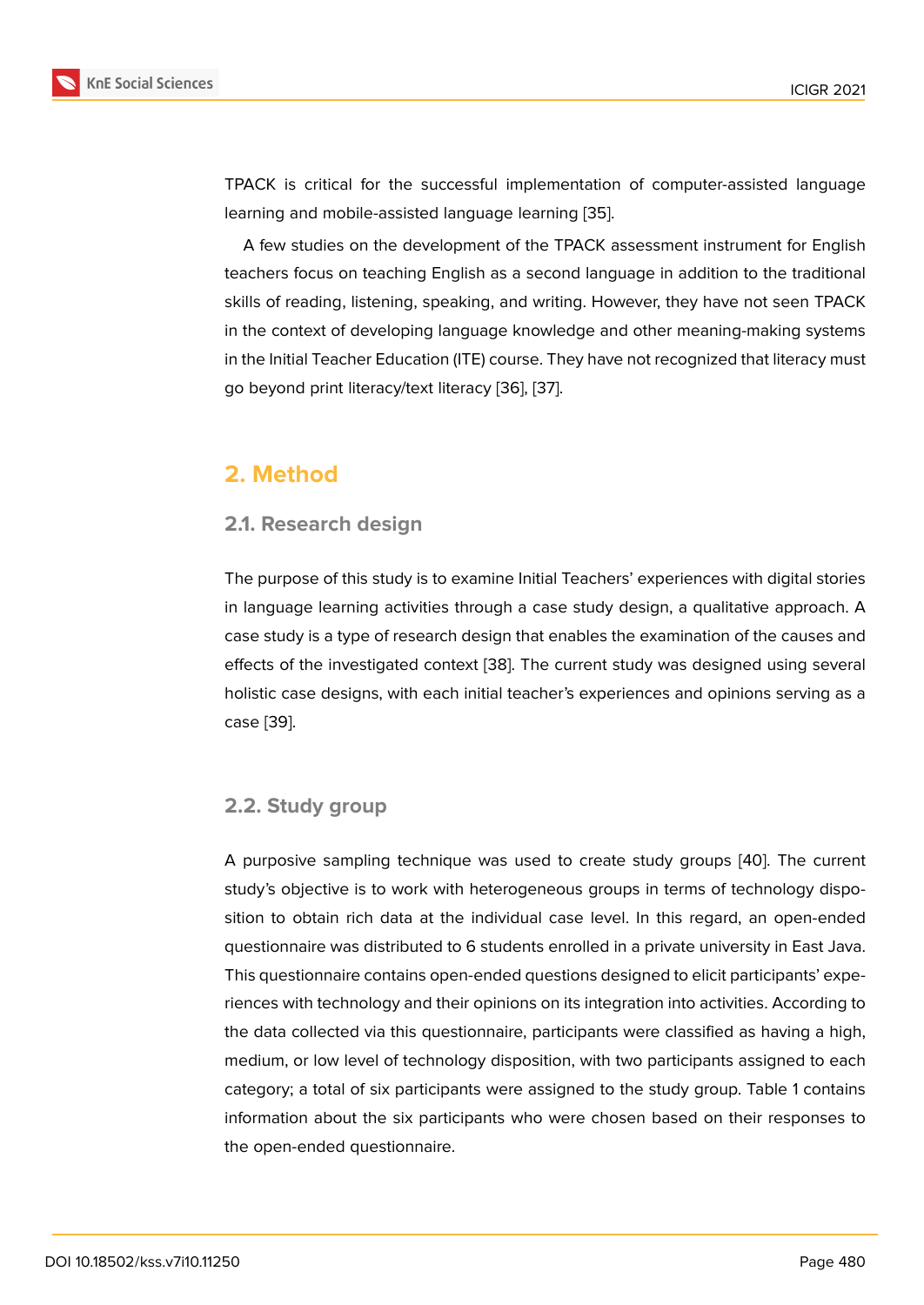TPACK is critical for the successful implementation of computer-assisted language learning and mobile-assisted language learning [35].

A few studies on the development of the TPACK assessment instrument for English teachers focus on teaching English as a second language in addition to the traditional skills of reading, listening, speaking, and writing. However, they have not seen TPACK in the context of developing language knowledge and other meaning-making systems in the Initial Teacher Education (ITE) course. They have not recognized that literacy must go beyond print literacy/text literacy [36], [37].

## 2. Method

### 2.1. Research design

The purpose of this study is to examine Initial Teachers' experiences with digital stories in language learning activities through a case study design, a qualitative approach. A case study is a type of research design that enables the examination of the causes and effects of the investigated context [38]. The current study was designed using several holistic case designs, with each initial teacher's experiences and opinions serving as a case [39].

### 2.2. Study group

A purposive sampling technique was used to create study groups [40]. The current study's objective is to work with heterogeneous groups in terms of technology disposition to obtain rich data at the individual case level. In this regard, an open-ended questionnaire was distributed to 6 students enrolled in a private university in East Java. This questionnaire contains open-ended questions designed to elicit participants' experiences with technology and their opinions on its integration into activities. According to the data collected via this questionnaire, participants were classified as having a high, medium, or low level of technology disposition, with two participants assigned to each category; a total of six participants were assigned to the study group. Table 1 contains information about the six participants who were chosen based on their responses to the open-ended questionnaire.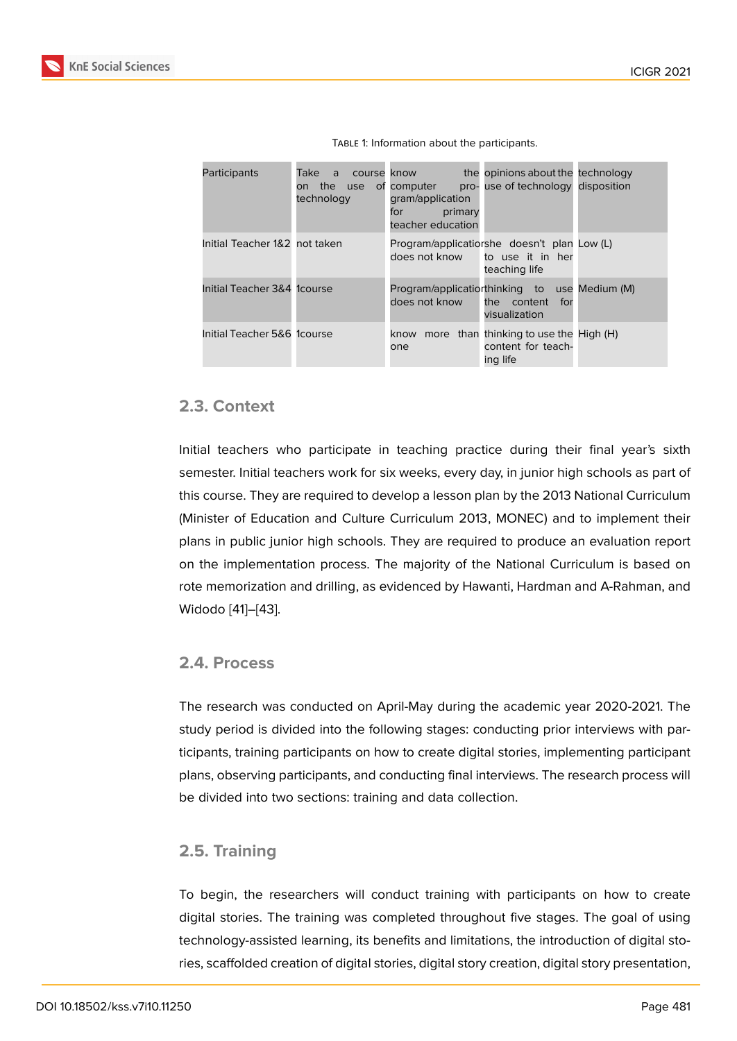Table 1: Information about the participants.

| Participants | Take a course on the use of technology | know the computer program/application for primary teacher education | opinions about the use of technology | technology disposition |
|---|---|---|---|---|
| Initial Teacher 1&2 | not taken | Program/application does not know | she doesn't plan to use it in her teaching life | Low (L) |
| Initial Teacher 3&4 | 1course | Program/application does not know | thinking to use the content for visualization | Medium (M) |
| Initial Teacher 5&6 | 1course | know more than one | thinking to use the content for teaching life | High (H) |

## 2.3. Context

Initial teachers who participate in teaching practice during their final year's sixth semester. Initial teachers work for six weeks, every day, in junior high schools as part of this course. They are required to develop a lesson plan by the 2013 National Curriculum (Minister of Education and Culture Curriculum 2013, MONEC) and to implement their plans in public junior high schools. They are required to produce an evaluation report on the implementation process. The majority of the National Curriculum is based on rote memorization and drilling, as evidenced by Hawanti, Hardman and A-Rahman, and Widodo [41]–[43].

## 2.4. Process

The research was conducted on April-May during the academic year 2020-2021. The study period is divided into the following stages: conducting prior interviews with participants, training participants on how to create digital stories, implementing participant plans, observing participants, and conducting final interviews. The research process will be divided into two sections: training and data collection.

## 2.5. Training

To begin, the researchers will conduct training with participants on how to create digital stories. The training was completed throughout five stages. The goal of using technology-assisted learning, its benefits and limitations, the introduction of digital stories, scaffolded creation of digital stories, digital story creation, digital story presentation,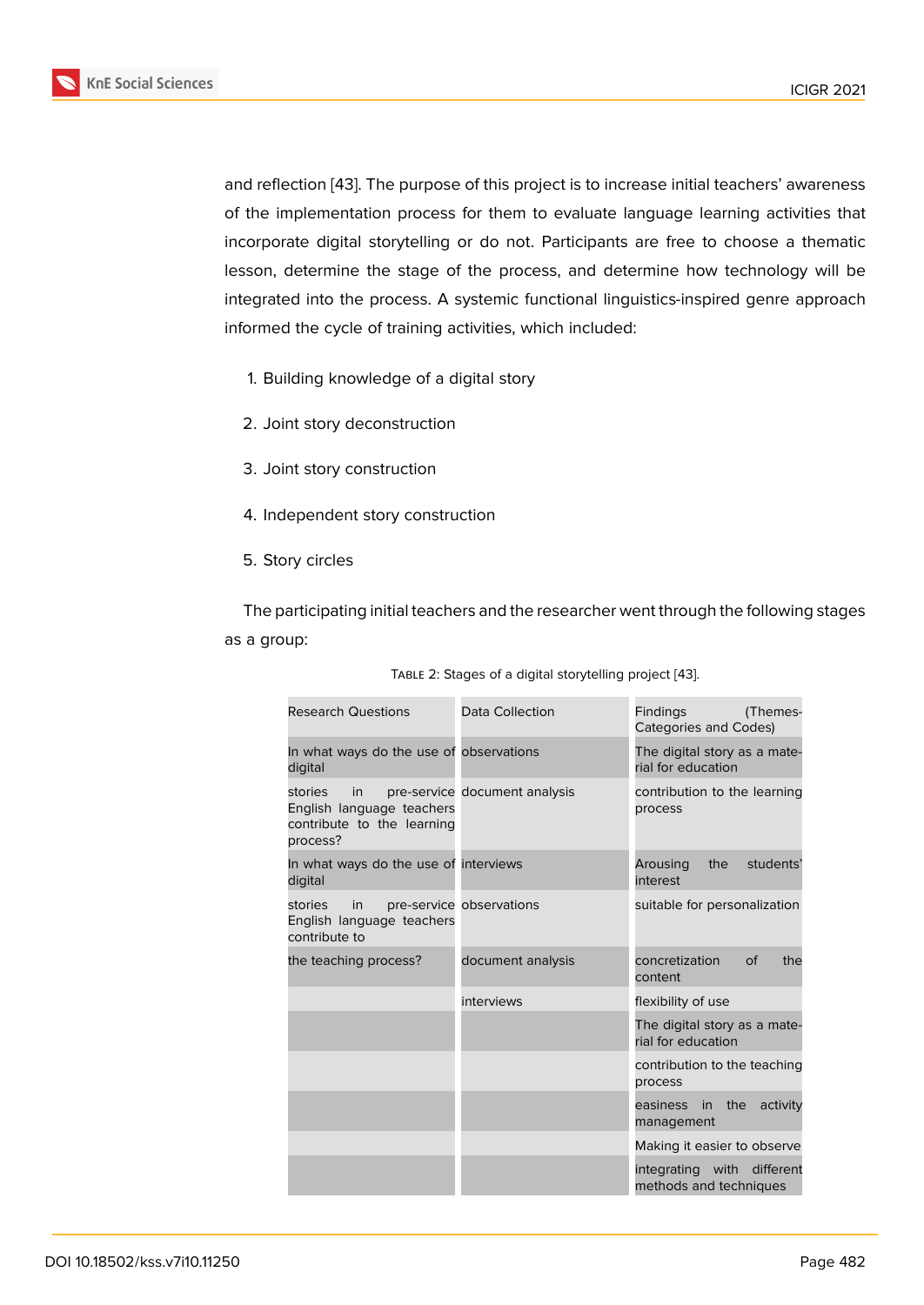and reflection [43]. The purpose of this project is to increase initial teachers' awareness of the implementation process for them to evaluate language learning activities that incorporate digital storytelling or do not. Participants are free to choose a thematic lesson, determine the stage of the process, and determine how technology will be integrated into the process. A systemic functional linguistics-inspired genre approach informed the cycle of training activities, which included:

1. Building knowledge of a digital story
2. Joint story deconstruction
3. Joint story construction
4. Independent story construction
5. Story circles

The participating initial teachers and the researcher went through the following stages as a group:

Table 2: Stages of a digital storytelling project [43].

| Research Questions | Data Collection | Findings (Themes-Categories and Codes) |
|---|---|---|
| In what ways do the use of digital | observations | The digital story as a material for education |
| stories in pre-service English language teachers contribute to the learning process? | document analysis | contribution to the learning process |
| In what ways do the use of digital | interviews | Arousing the students' interest |
| stories in pre-service English language teachers contribute to | observations | suitable for personalization |
| the teaching process? | document analysis | concretization of the content |
| | interviews | flexibility of use |
| | | The digital story as a material for education |
| | | contribution to the teaching process |
| | | easiness in the activity management |
| | | Making it easier to observe |
| | | integrating with different methods and techniques |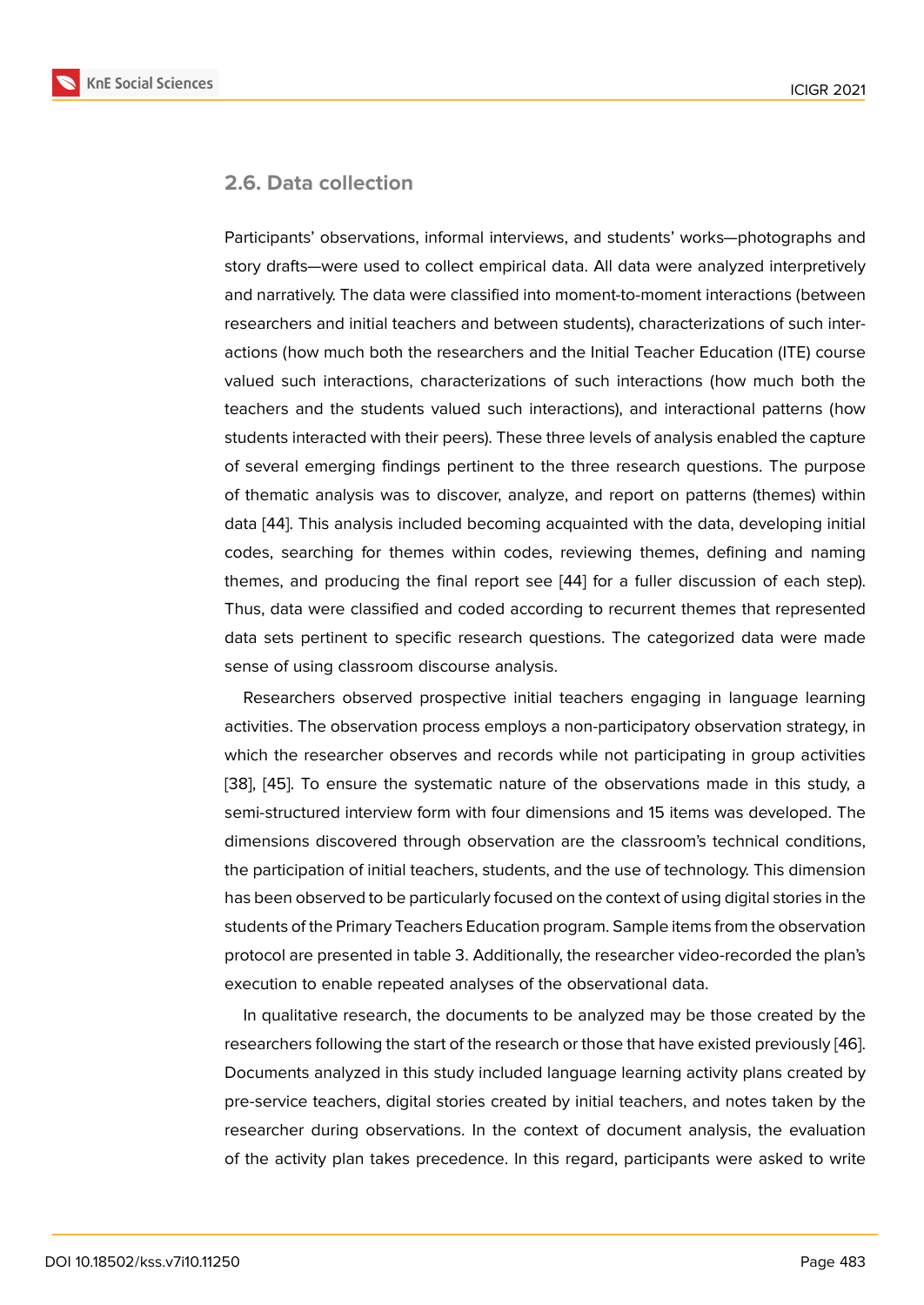### 2.6. Data collection

Participants' observations, informal interviews, and students' works—photographs and story drafts—were used to collect empirical data. All data were analyzed interpretively and narratively. The data were classified into moment-to-moment interactions (between researchers and initial teachers and between students), characterizations of such interactions (how much both the researchers and the Initial Teacher Education (ITE) course valued such interactions, characterizations of such interactions (how much both the teachers and the students valued such interactions), and interactional patterns (how students interacted with their peers). These three levels of analysis enabled the capture of several emerging findings pertinent to the three research questions. The purpose of thematic analysis was to discover, analyze, and report on patterns (themes) within data [44]. This analysis included becoming acquainted with the data, developing initial codes, searching for themes within codes, reviewing themes, defining and naming themes, and producing the final report see [44] for a fuller discussion of each step). Thus, data were classified and coded according to recurrent themes that represented data sets pertinent to specific research questions. The categorized data were made sense of using classroom discourse analysis.

Researchers observed prospective initial teachers engaging in language learning activities. The observation process employs a non-participatory observation strategy, in which the researcher observes and records while not participating in group activities [38], [45]. To ensure the systematic nature of the observations made in this study, a semi-structured interview form with four dimensions and 15 items was developed. The dimensions discovered through observation are the classroom's technical conditions, the participation of initial teachers, students, and the use of technology. This dimension has been observed to be particularly focused on the context of using digital stories in the students of the Primary Teachers Education program. Sample items from the observation protocol are presented in table 3. Additionally, the researcher video-recorded the plan's execution to enable repeated analyses of the observational data.

In qualitative research, the documents to be analyzed may be those created by the researchers following the start of the research or those that have existed previously [46]. Documents analyzed in this study included language learning activity plans created by pre-service teachers, digital stories created by initial teachers, and notes taken by the researcher during observations. In the context of document analysis, the evaluation of the activity plan takes precedence. In this regard, participants were asked to write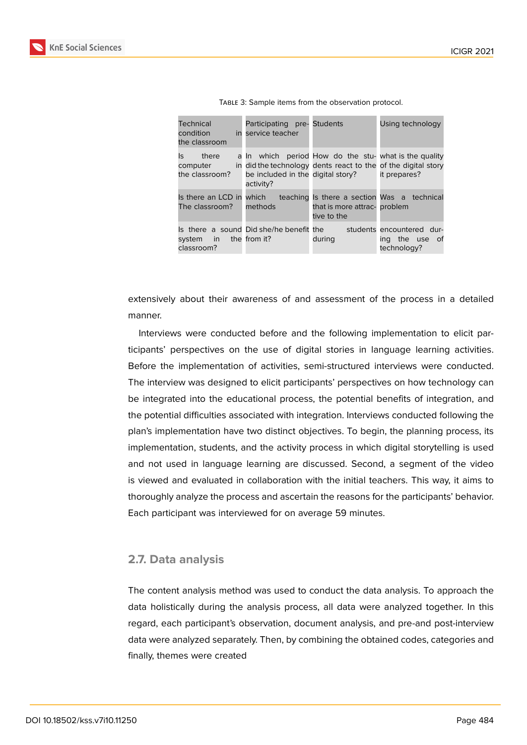Table 3: Sample items from the observation protocol.

| Technical condition in the classroom | Participating pre-service teacher | Students | Using technology |
|---|---|---|---|
| Is there a computer in the classroom? | In which period did the technology be included in the activity? | How do the students react to the digital story? | what is the quality of the digital story it prepares? |
| Is there an LCD in The classroom? | which teaching methods | Is there a section that is more attractive to the | Was a technical problem |
| Is there a sound system in the classroom? | Did she/he benefit from it? | the students during | encountered during the use of technology? |

extensively about their awareness of and assessment of the process in a detailed manner.

Interviews were conducted before and the following implementation to elicit participants' perspectives on the use of digital stories in language learning activities. Before the implementation of activities, semi-structured interviews were conducted. The interview was designed to elicit participants' perspectives on how technology can be integrated into the educational process, the potential benefits of integration, and the potential difficulties associated with integration. Interviews conducted following the plan's implementation have two distinct objectives. To begin, the planning process, its implementation, students, and the activity process in which digital storytelling is used and not used in language learning are discussed. Second, a segment of the video is viewed and evaluated in collaboration with the initial teachers. This way, it aims to thoroughly analyze the process and ascertain the reasons for the participants' behavior. Each participant was interviewed for on average 59 minutes.

## 2.7. Data analysis

The content analysis method was used to conduct the data analysis. To approach the data holistically during the analysis process, all data were analyzed together. In this regard, each participant's observation, document analysis, and pre-and post-interview data were analyzed separately. Then, by combining the obtained codes, categories and finally, themes were created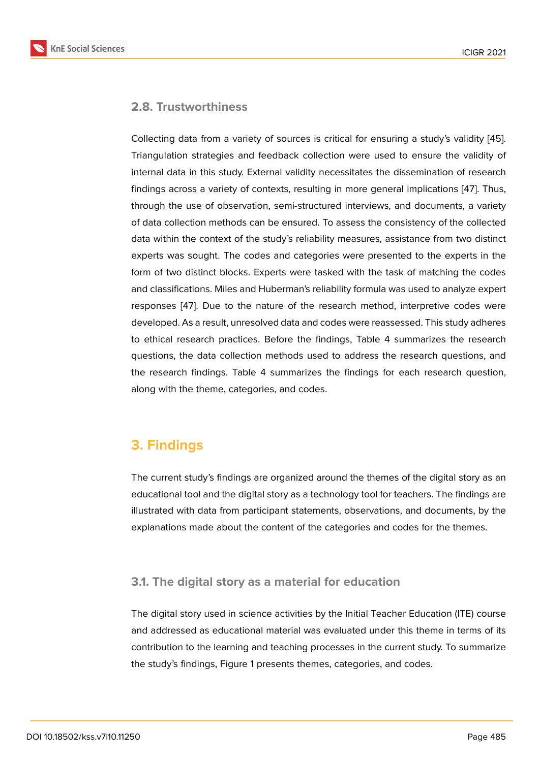### 2.8. Trustworthiness

Collecting data from a variety of sources is critical for ensuring a study's validity [45]. Triangulation strategies and feedback collection were used to ensure the validity of internal data in this study. External validity necessitates the dissemination of research findings across a variety of contexts, resulting in more general implications [47]. Thus, through the use of observation, semi-structured interviews, and documents, a variety of data collection methods can be ensured. To assess the consistency of the collected data within the context of the study's reliability measures, assistance from two distinct experts was sought. The codes and categories were presented to the experts in the form of two distinct blocks. Experts were tasked with the task of matching the codes and classifications. Miles and Huberman's reliability formula was used to analyze expert responses [47]. Due to the nature of the research method, interpretive codes were developed. As a result, unresolved data and codes were reassessed. This study adheres to ethical research practices. Before the findings, Table 4 summarizes the research questions, the data collection methods used to address the research questions, and the research findings. Table 4 summarizes the findings for each research question, along with the theme, categories, and codes.

## 3. Findings

The current study's findings are organized around the themes of the digital story as an educational tool and the digital story as a technology tool for teachers. The findings are illustrated with data from participant statements, observations, and documents, by the explanations made about the content of the categories and codes for the themes.

### 3.1. The digital story as a material for education

The digital story used in science activities by the Initial Teacher Education (ITE) course and addressed as educational material was evaluated under this theme in terms of its contribution to the learning and teaching processes in the current study. To summarize the study's findings, Figure 1 presents themes, categories, and codes.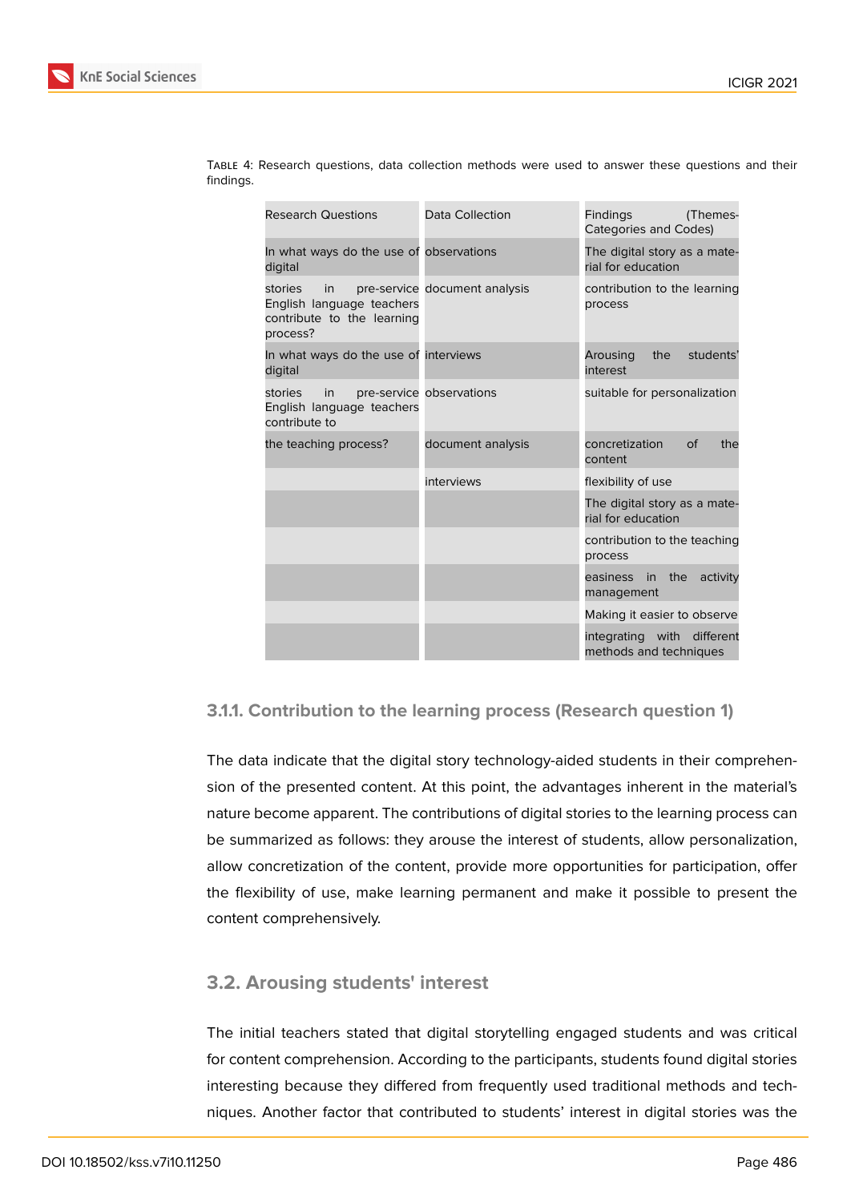Table 4: Research questions, data collection methods were used to answer these questions and their findings.

| Research Questions | Data Collection | Findings (Themes-Categories and Codes) |
|---|---|---|
| In what ways do the use of digital | observations | The digital story as a material for education |
| stories in pre-service English language teachers contribute to the learning process? | document analysis | contribution to the learning process |
| In what ways do the use of digital | interviews | Arousing the students' interest |
| stories in pre-service English language teachers contribute to | observations | suitable for personalization |
| the teaching process? | document analysis | concretization of the content |
| | interviews | flexibility of use |
| | | The digital story as a material for education |
| | | contribution to the teaching process |
| | | easiness in the activity management |
| | | Making it easier to observe |
| | | integrating with different methods and techniques |

### 3.1.1. Contribution to the learning process (Research question 1)

The data indicate that the digital story technology-aided students in their comprehension of the presented content. At this point, the advantages inherent in the material's nature become apparent. The contributions of digital stories to the learning process can be summarized as follows: they arouse the interest of students, allow personalization, allow concretization of the content, provide more opportunities for participation, offer the flexibility of use, make learning permanent and make it possible to present the content comprehensively.

## 3.2. Arousing students' interest

The initial teachers stated that digital storytelling engaged students and was critical for content comprehension. According to the participants, students found digital stories interesting because they differed from frequently used traditional methods and techniques. Another factor that contributed to students' interest in digital stories was the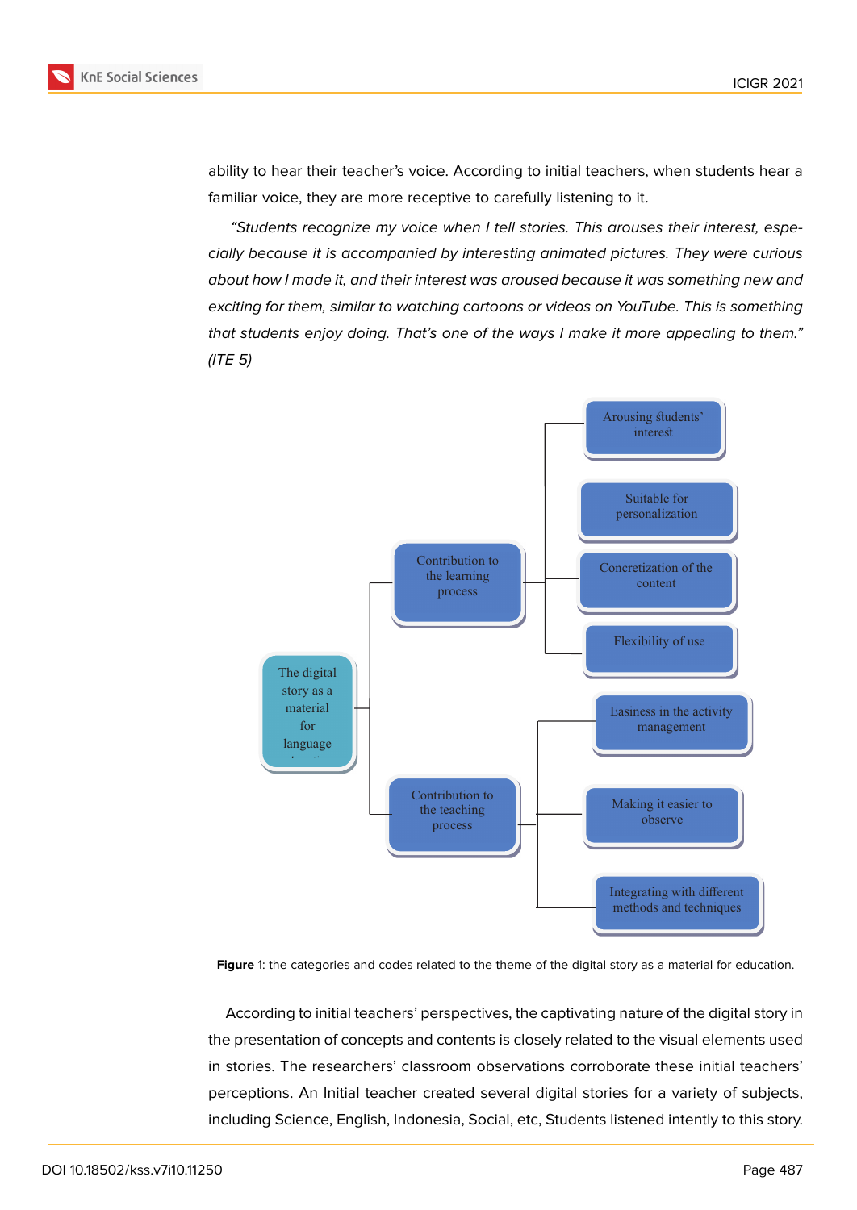ability to hear their teacher's voice. According to initial teachers, when students hear a familiar voice, they are more receptive to carefully listening to it.

*"Students recognize my voice when I tell stories. This arouses their interest, especially because it is accompanied by interesting animated pictures. They were curious about how I made it, and their interest was aroused because it was something new and exciting for them, similar to watching cartoons or videos on YouTube. This is something that students enjoy doing. That's one of the ways I make it more appealing to them." (ITE 5)*

- The digital story as a material for language learning
  - Contribution to the learning process
    - Arousing students' interest
    - Suitable for personalization
    - Concretization of the content
    - Flexibility of use
  - Contribution to the teaching process
    - Easiness in the activity management
    - Making it easier to observe
    - Integrating with different methods and techniques

**Figure** 1: the categories and codes related to the theme of the digital story as a material for education.

According to initial teachers' perspectives, the captivating nature of the digital story in the presentation of concepts and contents is closely related to the visual elements used in stories. The researchers' classroom observations corroborate these initial teachers' perceptions. An Initial teacher created several digital stories for a variety of subjects, including Science, English, Indonesia, Social, etc, Students listened intently to this story.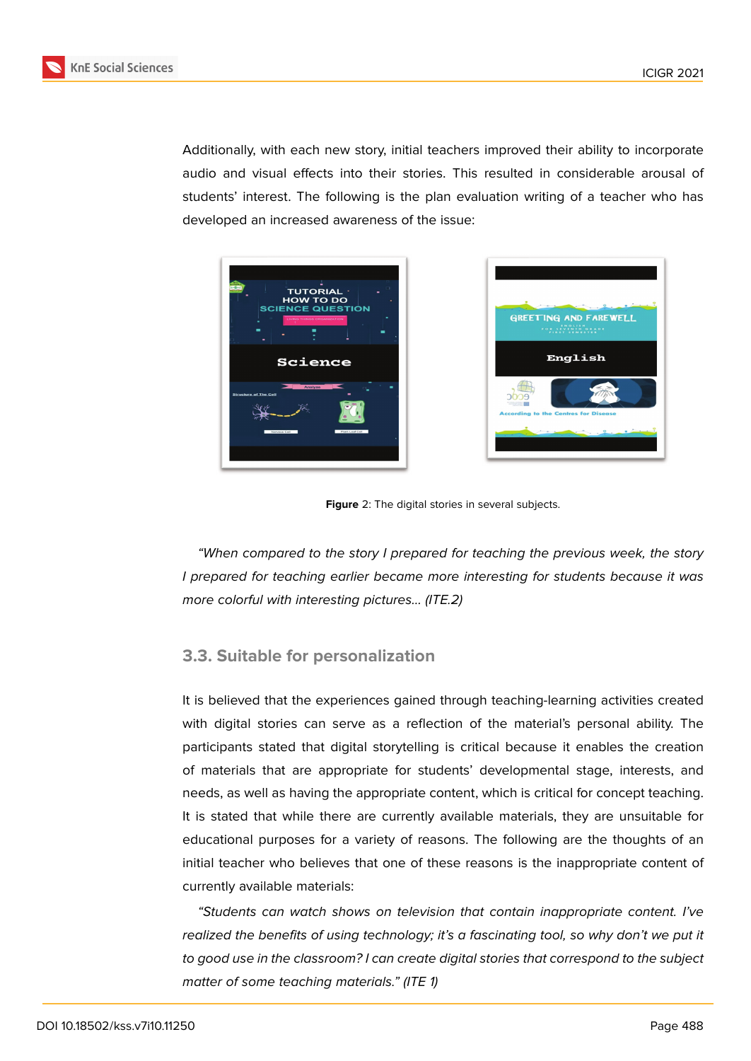Additionally, with each new story, initial teachers improved their ability to incorporate audio and visual effects into their stories. This resulted in considerable arousal of students' interest. The following is the plan evaluation writing of a teacher who has developed an increased awareness of the issue:

**Figure** 2: The digital stories in several subjects.

*"When compared to the story I prepared for teaching the previous week, the story I prepared for teaching earlier became more interesting for students because it was more colorful with interesting pictures... (ITE.2)*

### 3.3. Suitable for personalization

It is believed that the experiences gained through teaching-learning activities created with digital stories can serve as a reflection of the material's personal ability. The participants stated that digital storytelling is critical because it enables the creation of materials that are appropriate for students' developmental stage, interests, and needs, as well as having the appropriate content, which is critical for concept teaching. It is stated that while there are currently available materials, they are unsuitable for educational purposes for a variety of reasons. The following are the thoughts of an initial teacher who believes that one of these reasons is the inappropriate content of currently available materials:

*"Students can watch shows on television that contain inappropriate content. I've realized the benefits of using technology; it's a fascinating tool, so why don't we put it to good use in the classroom? I can create digital stories that correspond to the subject matter of some teaching materials." (ITE 1)*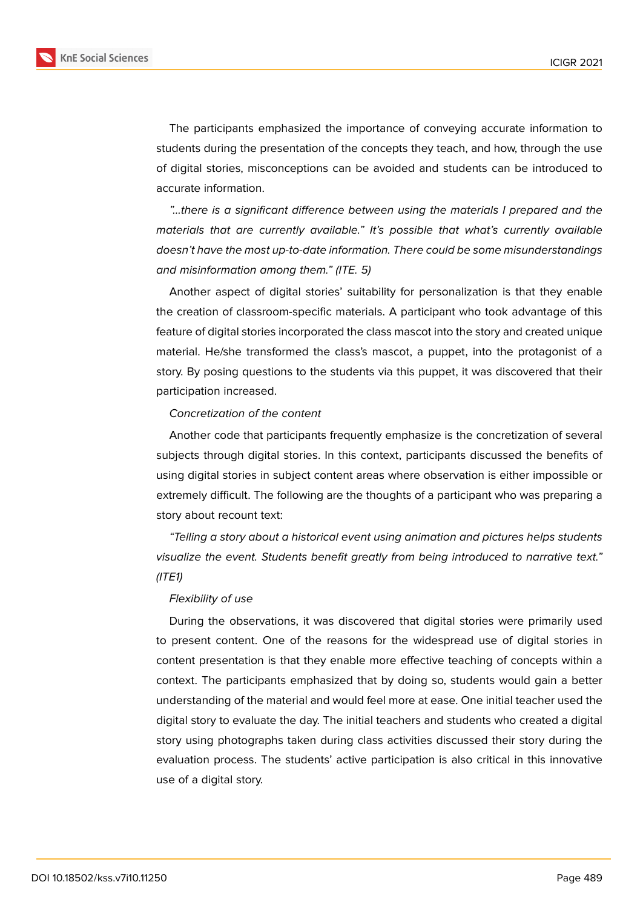The participants emphasized the importance of conveying accurate information to students during the presentation of the concepts they teach, and how, through the use of digital stories, misconceptions can be avoided and students can be introduced to accurate information.

*"...there is a significant difference between using the materials I prepared and the materials that are currently available." It's possible that what's currently available doesn't have the most up-to-date information. There could be some misunderstandings and misinformation among them." (ITE. 5)*

Another aspect of digital stories' suitability for personalization is that they enable the creation of classroom-specific materials. A participant who took advantage of this feature of digital stories incorporated the class mascot into the story and created unique material. He/she transformed the class's mascot, a puppet, into the protagonist of a story. By posing questions to the students via this puppet, it was discovered that their participation increased.

*Concretization of the content*

Another code that participants frequently emphasize is the concretization of several subjects through digital stories. In this context, participants discussed the benefits of using digital stories in subject content areas where observation is either impossible or extremely difficult. The following are the thoughts of a participant who was preparing a story about recount text:

*"Telling a story about a historical event using animation and pictures helps students visualize the event. Students benefit greatly from being introduced to narrative text." (ITE1)*

*Flexibility of use*

During the observations, it was discovered that digital stories were primarily used to present content. One of the reasons for the widespread use of digital stories in content presentation is that they enable more effective teaching of concepts within a context. The participants emphasized that by doing so, students would gain a better understanding of the material and would feel more at ease. One initial teacher used the digital story to evaluate the day. The initial teachers and students who created a digital story using photographs taken during class activities discussed their story during the evaluation process. The students' active participation is also critical in this innovative use of a digital story.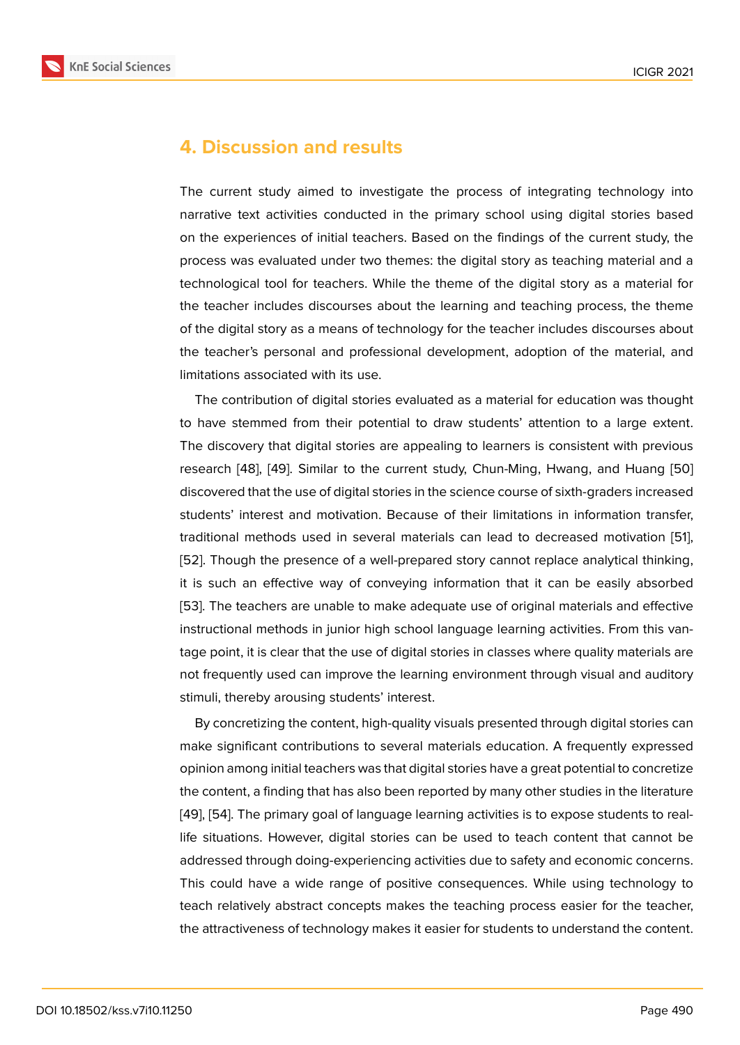## 4. Discussion and results

The current study aimed to investigate the process of integrating technology into narrative text activities conducted in the primary school using digital stories based on the experiences of initial teachers. Based on the findings of the current study, the process was evaluated under two themes: the digital story as teaching material and a technological tool for teachers. While the theme of the digital story as a material for the teacher includes discourses about the learning and teaching process, the theme of the digital story as a means of technology for the teacher includes discourses about the teacher's personal and professional development, adoption of the material, and limitations associated with its use.

The contribution of digital stories evaluated as a material for education was thought to have stemmed from their potential to draw students' attention to a large extent. The discovery that digital stories are appealing to learners is consistent with previous research [48], [49]. Similar to the current study, Chun-Ming, Hwang, and Huang [50] discovered that the use of digital stories in the science course of sixth-graders increased students' interest and motivation. Because of their limitations in information transfer, traditional methods used in several materials can lead to decreased motivation [51], [52]. Though the presence of a well-prepared story cannot replace analytical thinking, it is such an effective way of conveying information that it can be easily absorbed [53]. The teachers are unable to make adequate use of original materials and effective instructional methods in junior high school language learning activities. From this vantage point, it is clear that the use of digital stories in classes where quality materials are not frequently used can improve the learning environment through visual and auditory stimuli, thereby arousing students' interest.

By concretizing the content, high-quality visuals presented through digital stories can make significant contributions to several materials education. A frequently expressed opinion among initial teachers was that digital stories have a great potential to concretize the content, a finding that has also been reported by many other studies in the literature [49], [54]. The primary goal of language learning activities is to expose students to real-life situations. However, digital stories can be used to teach content that cannot be addressed through doing-experiencing activities due to safety and economic concerns. This could have a wide range of positive consequences. While using technology to teach relatively abstract concepts makes the teaching process easier for the teacher, the attractiveness of technology makes it easier for students to understand the content.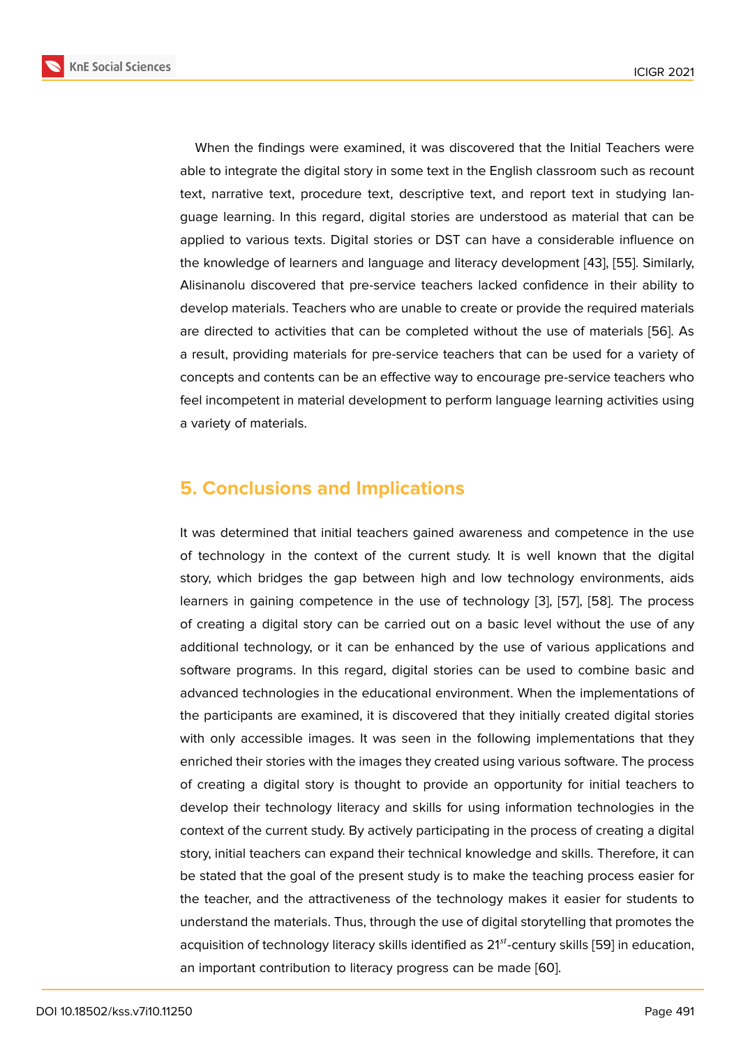When the findings were examined, it was discovered that the Initial Teachers were able to integrate the digital story in some text in the English classroom such as recount text, narrative text, procedure text, descriptive text, and report text in studying language learning. In this regard, digital stories are understood as material that can be applied to various texts. Digital stories or DST can have a considerable influence on the knowledge of learners and language and literacy development [43], [55]. Similarly, Alisinanolu discovered that pre-service teachers lacked confidence in their ability to develop materials. Teachers who are unable to create or provide the required materials are directed to activities that can be completed without the use of materials [56]. As a result, providing materials for pre-service teachers that can be used for a variety of concepts and contents can be an effective way to encourage pre-service teachers who feel incompetent in material development to perform language learning activities using a variety of materials.

## 5. Conclusions and Implications

It was determined that initial teachers gained awareness and competence in the use of technology in the context of the current study. It is well known that the digital story, which bridges the gap between high and low technology environments, aids learners in gaining competence in the use of technology [3], [57], [58]. The process of creating a digital story can be carried out on a basic level without the use of any additional technology, or it can be enhanced by the use of various applications and software programs. In this regard, digital stories can be used to combine basic and advanced technologies in the educational environment. When the implementations of the participants are examined, it is discovered that they initially created digital stories with only accessible images. It was seen in the following implementations that they enriched their stories with the images they created using various software. The process of creating a digital story is thought to provide an opportunity for initial teachers to develop their technology literacy and skills for using information technologies in the context of the current study. By actively participating in the process of creating a digital story, initial teachers can expand their technical knowledge and skills. Therefore, it can be stated that the goal of the present study is to make the teaching process easier for the teacher, and the attractiveness of the technology makes it easier for students to understand the materials. Thus, through the use of digital storytelling that promotes the acquisition of technology literacy skills identified as $21^{st}$-century skills [59] in education, an important contribution to literacy progress can be made [60].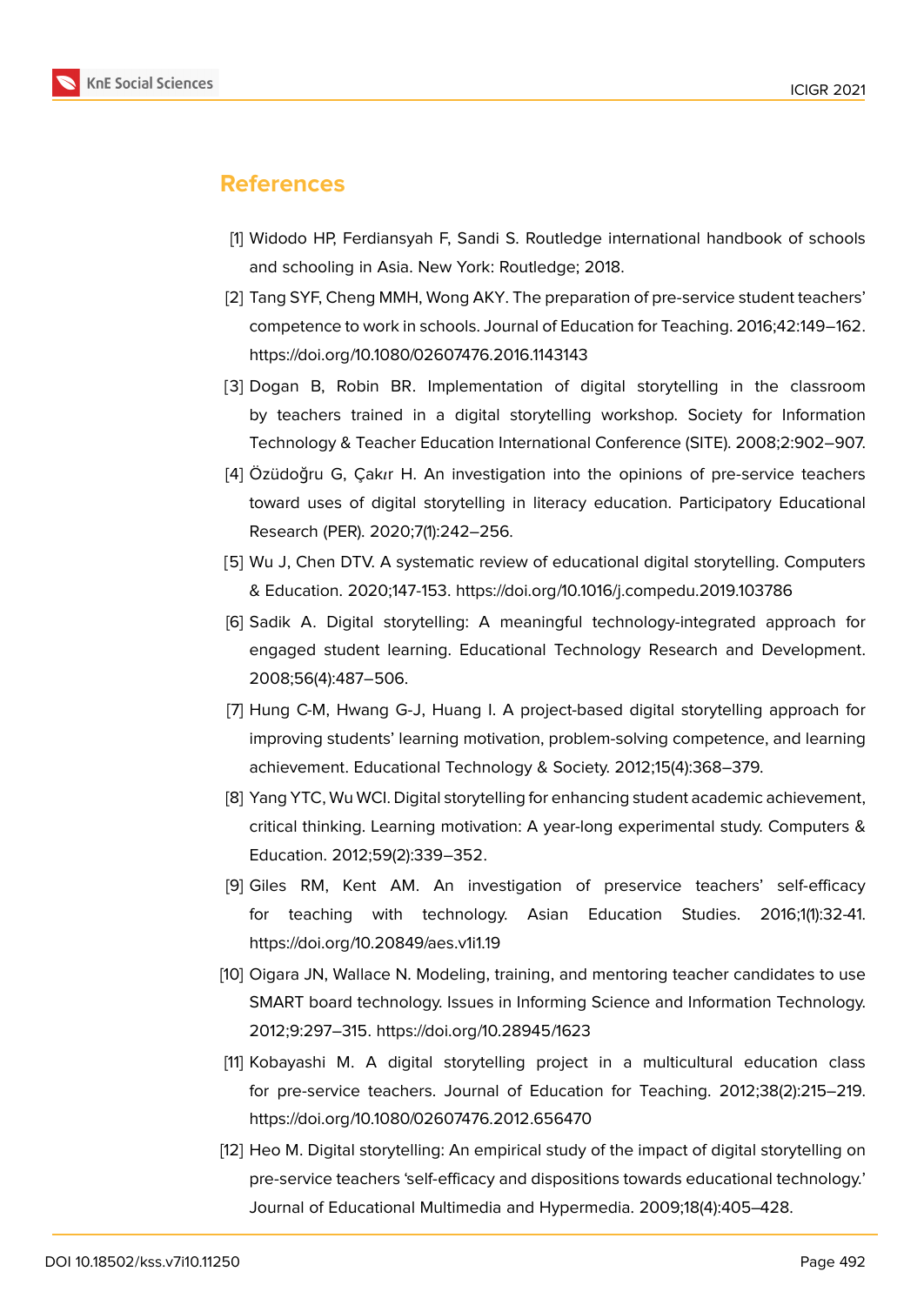## References

[1] Widodo HP, Ferdiansyah F, Sandi S. Routledge international handbook of schools and schooling in Asia. New York: Routledge; 2018.

[2] Tang SYF, Cheng MMH, Wong AKY. The preparation of pre-service student teachers' competence to work in schools. Journal of Education for Teaching. 2016;42:149–162. https://doi.org/10.1080/02607476.2016.1143143

[3] Dogan B, Robin BR. Implementation of digital storytelling in the classroom by teachers trained in a digital storytelling workshop. Society for Information Technology & Teacher Education International Conference (SITE). 2008;2:902–907.

[4] Özüdoğru G, Çakır H. An investigation into the opinions of pre-service teachers toward uses of digital storytelling in literacy education. Participatory Educational Research (PER). 2020;7(1):242–256.

[5] Wu J, Chen DTV. A systematic review of educational digital storytelling. Computers & Education. 2020;147-153. https://doi.org/10.1016/j.compedu.2019.103786

[6] Sadik A. Digital storytelling: A meaningful technology-integrated approach for engaged student learning. Educational Technology Research and Development. 2008;56(4):487–506.

[7] Hung C-M, Hwang G-J, Huang I. A project-based digital storytelling approach for improving students' learning motivation, problem-solving competence, and learning achievement. Educational Technology & Society. 2012;15(4):368–379.

[8] Yang YTC, Wu WCI. Digital storytelling for enhancing student academic achievement, critical thinking. Learning motivation: A year-long experimental study. Computers & Education. 2012;59(2):339–352.

[9] Giles RM, Kent AM. An investigation of preservice teachers' self-efficacy for teaching with technology. Asian Education Studies. 2016;1(1):32-41. https://doi.org/10.20849/aes.v1i1.19

[10] Oigara JN, Wallace N. Modeling, training, and mentoring teacher candidates to use SMART board technology. Issues in Informing Science and Information Technology. 2012;9:297–315. https://doi.org/10.28945/1623

[11] Kobayashi M. A digital storytelling project in a multicultural education class for pre-service teachers. Journal of Education for Teaching. 2012;38(2):215–219. https://doi.org/10.1080/02607476.2012.656470

[12] Heo M. Digital storytelling: An empirical study of the impact of digital storytelling on pre-service teachers 'self-efficacy and dispositions towards educational technology.' Journal of Educational Multimedia and Hypermedia. 2009;18(4):405–428.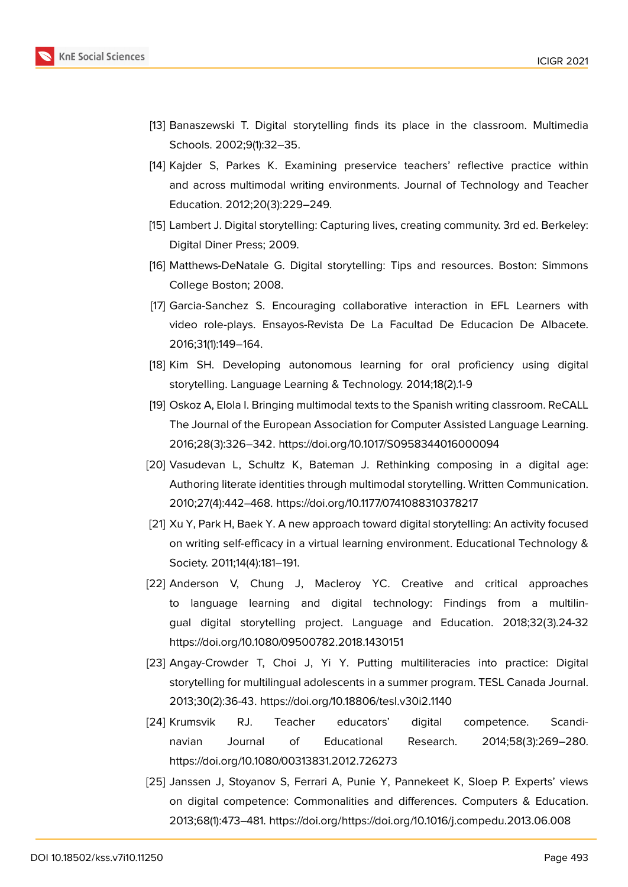[13] Banaszewski T. Digital storytelling finds its place in the classroom. Multimedia Schools. 2002;9(1):32–35.

[14] Kajder S, Parkes K. Examining preservice teachers' reflective practice within and across multimodal writing environments. Journal of Technology and Teacher Education. 2012;20(3):229–249.

[15] Lambert J. Digital storytelling: Capturing lives, creating community. 3rd ed. Berkeley: Digital Diner Press; 2009.

[16] Matthews-DeNatale G. Digital storytelling: Tips and resources. Boston: Simmons College Boston; 2008.

[17] Garcia-Sanchez S. Encouraging collaborative interaction in EFL Learners with video role-plays. Ensayos-Revista De La Facultad De Educacion De Albacete. 2016;31(1):149–164.

[18] Kim SH. Developing autonomous learning for oral proficiency using digital storytelling. Language Learning & Technology. 2014;18(2).1-9

[19] Oskoz A, Elola I. Bringing multimodal texts to the Spanish writing classroom. ReCALL The Journal of the European Association for Computer Assisted Language Learning. 2016;28(3):326–342. https://doi.org/10.1017/S0958344016000094

[20] Vasudevan L, Schultz K, Bateman J. Rethinking composing in a digital age: Authoring literate identities through multimodal storytelling. Written Communication. 2010;27(4):442–468. https://doi.org/10.1177/0741088310378217

[21] Xu Y, Park H, Baek Y. A new approach toward digital storytelling: An activity focused on writing self-efficacy in a virtual learning environment. Educational Technology & Society. 2011;14(4):181–191.

[22] Anderson V, Chung J, Macleroy YC. Creative and critical approaches to language learning and digital technology: Findings from a multilingual digital storytelling project. Language and Education. 2018;32(3).24-32 https://doi.org/10.1080/09500782.2018.1430151

[23] Angay-Crowder T, Choi J, Yi Y. Putting multiliteracies into practice: Digital storytelling for multilingual adolescents in a summer program. TESL Canada Journal. 2013;30(2):36-43. https://doi.org/10.18806/tesl.v30i2.1140

[24] Krumsvik RJ. Teacher educators' digital competence. Scandinavian Journal of Educational Research. 2014;58(3):269–280. https://doi.org/10.1080/00313831.2012.726273

[25] Janssen J, Stoyanov S, Ferrari A, Punie Y, Pannekeet K, Sloep P. Experts' views on digital competence: Commonalities and differences. Computers & Education. 2013;68(1):473–481. https://doi.org/https://doi.org/10.1016/j.compedu.2013.06.008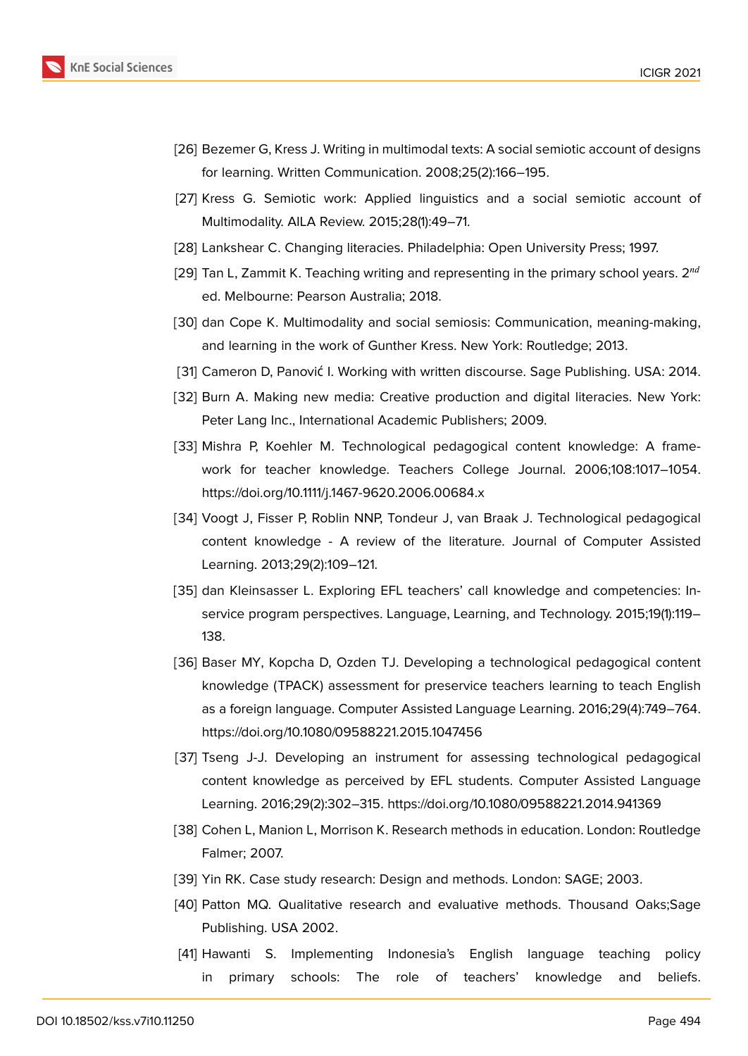[26] Bezemer G, Kress J. Writing in multimodal texts: A social semiotic account of designs for learning. Written Communication. 2008;25(2):166–195.

[27] Kress G. Semiotic work: Applied linguistics and a social semiotic account of Multimodality. AILA Review. 2015;28(1):49–71.

[28] Lankshear C. Changing literacies. Philadelphia: Open University Press; 1997.

[29] Tan L, Zammit K. Teaching writing and representing in the primary school years. 2$^{nd}$ ed. Melbourne: Pearson Australia; 2018.

[30] dan Cope K. Multimodality and social semiosis: Communication, meaning-making, and learning in the work of Gunther Kress. New York: Routledge; 2013.

[31] Cameron D, Panović I. Working with written discourse. Sage Publishing. USA: 2014.

[32] Burn A. Making new media: Creative production and digital literacies. New York: Peter Lang Inc., International Academic Publishers; 2009.

[33] Mishra P, Koehler M. Technological pedagogical content knowledge: A framework for teacher knowledge. Teachers College Journal. 2006;108:1017–1054. https://doi.org/10.1111/j.1467-9620.2006.00684.x

[34] Voogt J, Fisser P, Roblin NNP, Tondeur J, van Braak J. Technological pedagogical content knowledge - A review of the literature. Journal of Computer Assisted Learning. 2013;29(2):109–121.

[35] dan Kleinsasser L. Exploring EFL teachers' call knowledge and competencies: In-service program perspectives. Language, Learning, and Technology. 2015;19(1):119–138.

[36] Baser MY, Kopcha D, Ozden TJ. Developing a technological pedagogical content knowledge (TPACK) assessment for preservice teachers learning to teach English as a foreign language. Computer Assisted Language Learning. 2016;29(4):749–764. https://doi.org/10.1080/09588221.2015.1047456

[37] Tseng J-J. Developing an instrument for assessing technological pedagogical content knowledge as perceived by EFL students. Computer Assisted Language Learning. 2016;29(2):302–315. https://doi.org/10.1080/09588221.2014.941369

[38] Cohen L, Manion L, Morrison K. Research methods in education. London: Routledge Falmer; 2007.

[39] Yin RK. Case study research: Design and methods. London: SAGE; 2003.

[40] Patton MQ. Qualitative research and evaluative methods. Thousand Oaks;Sage Publishing. USA 2002.

[41] Hawanti S. Implementing Indonesia's English language teaching policy in primary schools: The role of teachers' knowledge and beliefs.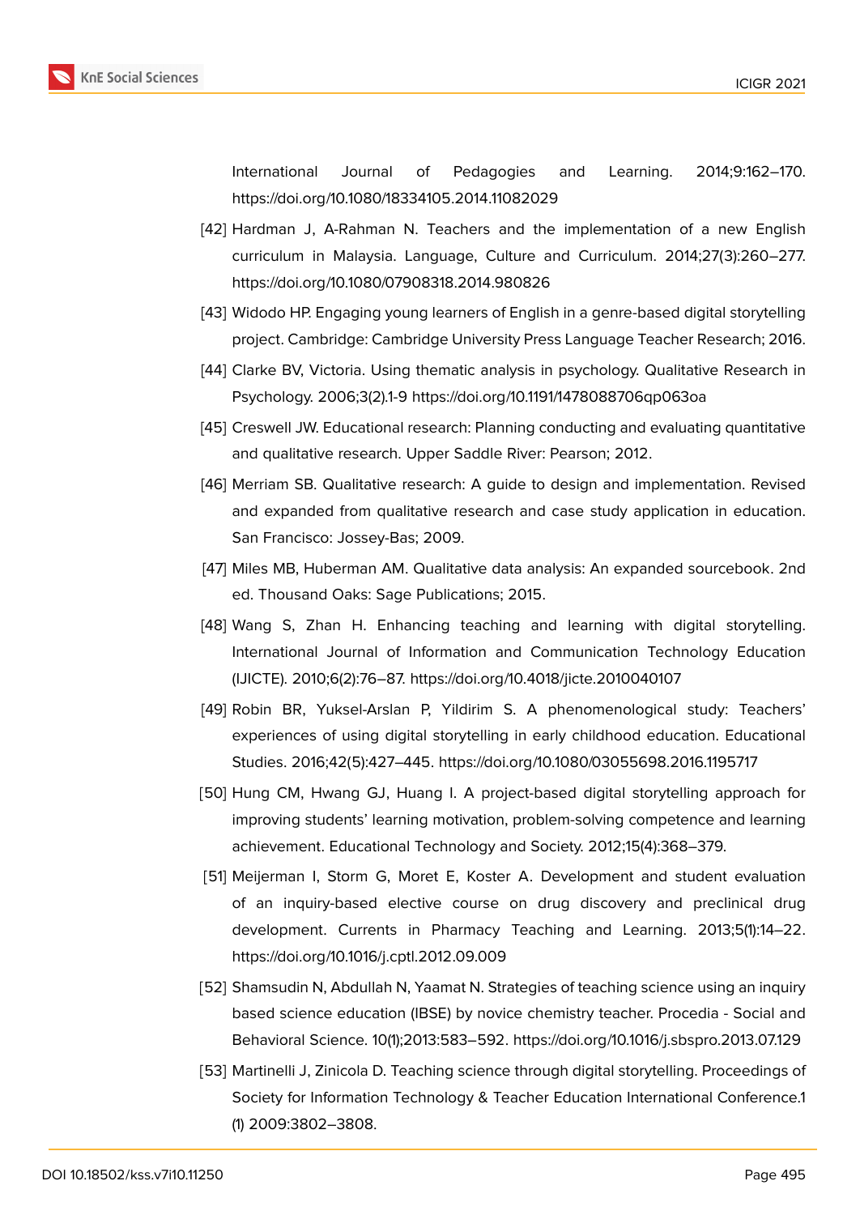International Journal of Pedagogies and Learning. 2014;9:162–170. https://doi.org/10.1080/18334105.2014.11082029

[42] Hardman J, A-Rahman N. Teachers and the implementation of a new English curriculum in Malaysia. Language, Culture and Curriculum. 2014;27(3):260–277. https://doi.org/10.1080/07908318.2014.980826

[43] Widodo HP. Engaging young learners of English in a genre-based digital storytelling project. Cambridge: Cambridge University Press Language Teacher Research; 2016.

[44] Clarke BV, Victoria. Using thematic analysis in psychology. Qualitative Research in Psychology. 2006;3(2).1-9 https://doi.org/10.1191/1478088706qp063oa

[45] Creswell JW. Educational research: Planning conducting and evaluating quantitative and qualitative research. Upper Saddle River: Pearson; 2012.

[46] Merriam SB. Qualitative research: A guide to design and implementation. Revised and expanded from qualitative research and case study application in education. San Francisco: Jossey-Bas; 2009.

[47] Miles MB, Huberman AM. Qualitative data analysis: An expanded sourcebook. 2nd ed. Thousand Oaks: Sage Publications; 2015.

[48] Wang S, Zhan H. Enhancing teaching and learning with digital storytelling. International Journal of Information and Communication Technology Education (IJICTE). 2010;6(2):76–87. https://doi.org/10.4018/jicte.2010040107

[49] Robin BR, Yuksel-Arslan P, Yildirim S. A phenomenological study: Teachers' experiences of using digital storytelling in early childhood education. Educational Studies. 2016;42(5):427–445. https://doi.org/10.1080/03055698.2016.1195717

[50] Hung CM, Hwang GJ, Huang I. A project-based digital storytelling approach for improving students' learning motivation, problem-solving competence and learning achievement. Educational Technology and Society. 2012;15(4):368–379.

[51] Meijerman I, Storm G, Moret E, Koster A. Development and student evaluation of an inquiry-based elective course on drug discovery and preclinical drug development. Currents in Pharmacy Teaching and Learning. 2013;5(1):14–22. https://doi.org/10.1016/j.cptl.2012.09.009

[52] Shamsudin N, Abdullah N, Yaamat N. Strategies of teaching science using an inquiry based science education (IBSE) by novice chemistry teacher. Procedia - Social and Behavioral Science. 10(1);2013:583–592. https://doi.org/10.1016/j.sbspro.2013.07.129

[53] Martinelli J, Zinicola D. Teaching science through digital storytelling. Proceedings of Society for Information Technology & Teacher Education International Conference.1 (1) 2009:3802–3808.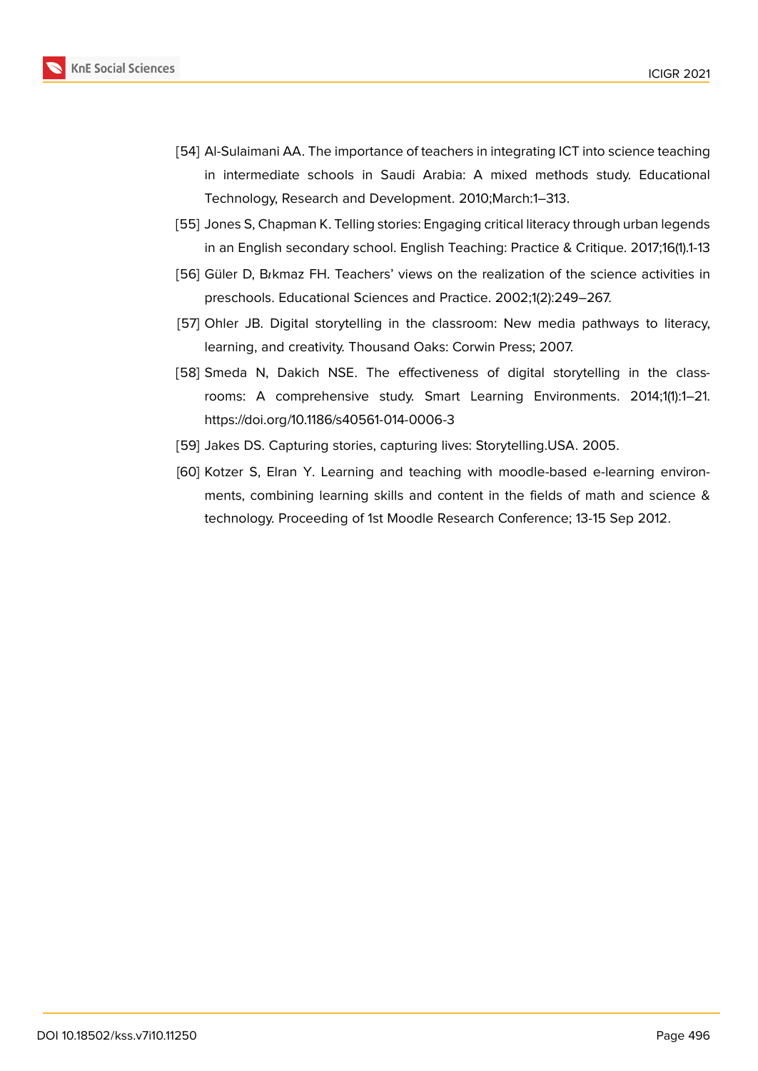[54] Al-Sulaimani AA. The importance of teachers in integrating ICT into science teaching in intermediate schools in Saudi Arabia: A mixed methods study. Educational Technology, Research and Development. 2010;March:1–313.

[55] Jones S, Chapman K. Telling stories: Engaging critical literacy through urban legends in an English secondary school. English Teaching: Practice & Critique. 2017;16(1).1-13

[56] Güler D, Bıkmaz FH. Teachers' views on the realization of the science activities in preschools. Educational Sciences and Practice. 2002;1(2):249–267.

[57] Ohler JB. Digital storytelling in the classroom: New media pathways to literacy, learning, and creativity. Thousand Oaks: Corwin Press; 2007.

[58] Smeda N, Dakich NSE. The effectiveness of digital storytelling in the classrooms: A comprehensive study. Smart Learning Environments. 2014;1(1):1–21. https://doi.org/10.1186/s40561-014-0006-3

[59] Jakes DS. Capturing stories, capturing lives: Storytelling.USA. 2005.

[60] Kotzer S, Elran Y. Learning and teaching with moodle-based e-learning environments, combining learning skills and content in the fields of math and science & technology. Proceeding of 1st Moodle Research Conference; 13-15 Sep 2012.